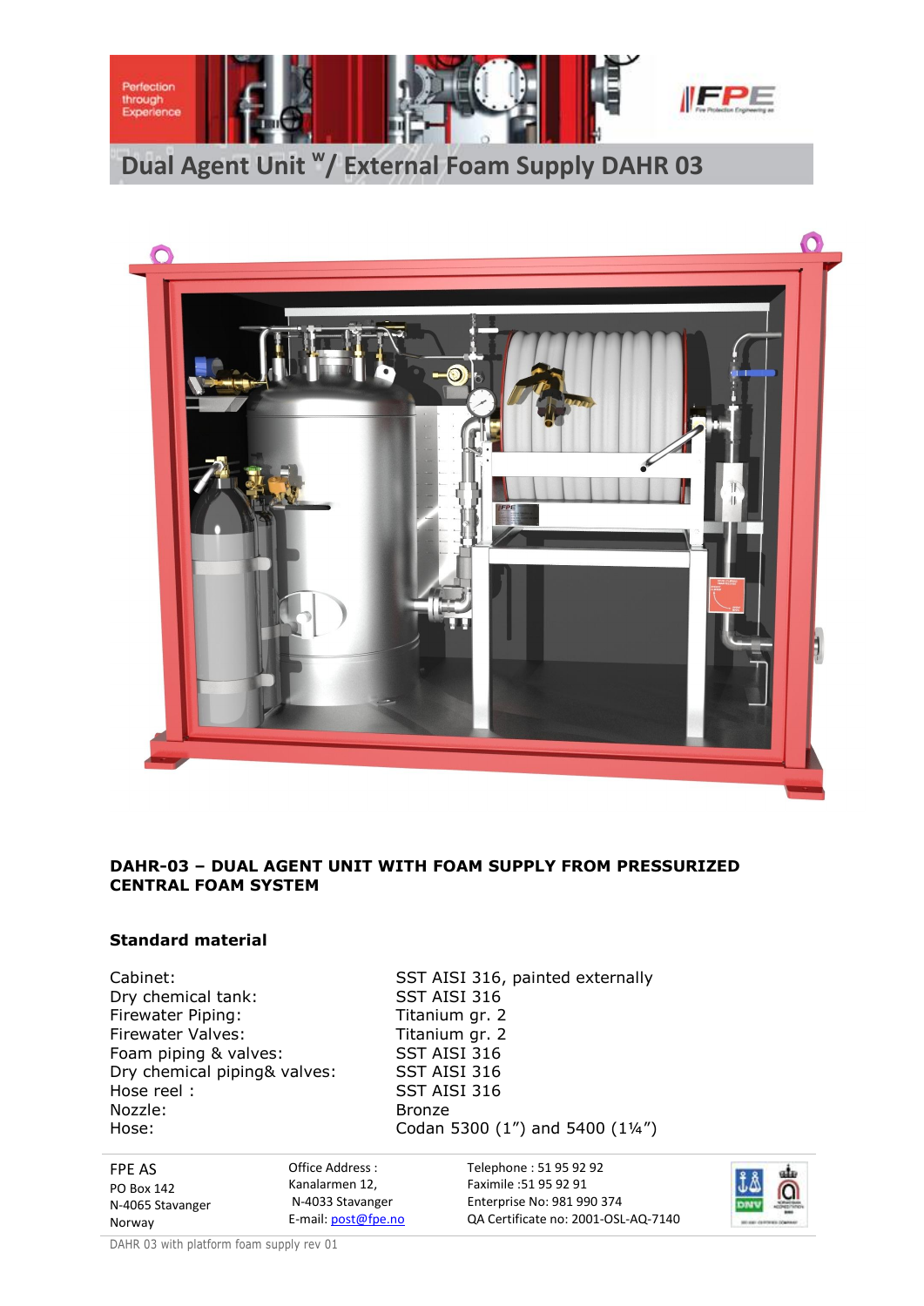# Dual Agent Unit w/ External Foam Supply DAHR 03

**DAHR-03 – DUAL AGENT UNIT WITH FOAM SUPPLY FROM PRESSURIZED CENTRAL FOAM SYSTEM**

## Standard material

| | |
|---|---|
| Cabinet: | SST AISI 316, painted externally |
| Dry chemical tank: | SST AISI 316 |
| Firewater Piping: | Titanium gr. 2 |
| Firewater Valves: | Titanium gr. 2 |
| Foam piping & valves: | SST AISI 316 |
| Dry chemical piping& valves: | SST AISI 316 |
| Hose reel : | SST AISI 316 |
| Nozzle: | Bronze |
| Hose: | Codan 5300 (1”) and 5400 (1¼”) |

FPE AS
PO Box 142
N-4065 Stavanger
Norway

Office Address :
Kanalarmen 12,
N-4033 Stavanger
E-mail: post@fpe.no

Telephone : 51 95 92 92
Faximile :51 95 92 91
Enterprise No: 981 990 374
QA Certificate no: 2001-OSL-AQ-7140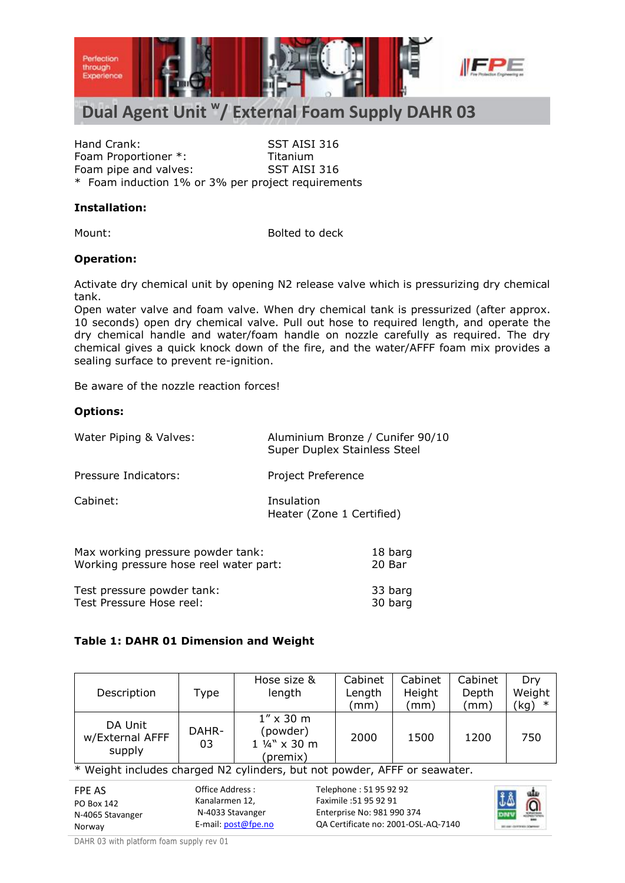# Dual Agent Unit $^{w}$/ External Foam Supply DAHR 03

| | |
|---|---|
| Hand Crank: | SST AISI 316 |
| Foam Proportioner *: | Titanium |
| Foam pipe and valves: | SST AISI 316 |

* Foam induction 1% or 3% per project requirements

**Installation:**

Mount: Bolted to deck

**Operation:**

Activate dry chemical unit by opening N2 release valve which is pressurizing dry chemical tank.
Open water valve and foam valve. When dry chemical tank is pressurized (after approx. 10 seconds) open dry chemical valve. Pull out hose to required length, and operate the dry chemical handle and water/foam handle on nozzle carefully as required. The dry chemical gives a quick knock down of the fire, and the water/AFFF foam mix provides a sealing surface to prevent re-ignition.

Be aware of the nozzle reaction forces!

**Options:**

| | |
|---|---|
| Water Piping & Valves: | Aluminium Bronze / Cunifer 90/10<br>Super Duplex Stainless Steel |
| Pressure Indicators: | Project Preference |
| Cabinet: | Insulation<br>Heater (Zone 1 Certified) |

| | |
|---|---|
| Max working pressure powder tank: | 18 barg |
| Working pressure hose reel water part: | 20 Bar |
| Test pressure powder tank: | 33 barg |
| Test Pressure Hose reel: | 30 barg |

**Table 1: DAHR 01 Dimension and Weight**

| Description | Type | Hose size & length | Cabinet Length (mm) | Cabinet Height (mm) | Cabinet Depth (mm) | Dry Weight (kg) * |
|---|---|---|---|---|---|---|
| DA Unit w/External AFFF supply | DAHR-03 | 1" x 30 m (powder)<br>1 ¼" x 30 m (premix) | 2000 | 1500 | 1200 | 750 |

* Weight includes charged N2 cylinders, but not powder, AFFF or seawater.

FPE AS
PO Box 142
N-4065 Stavanger
Norway

Office Address :
Kanalarmen 12,
N-4033 Stavanger
E-mail: post@fpe.no

Telephone : 51 95 92 92
Faximile :51 95 92 91
Enterprise No: 981 990 374
QA Certificate no: 2001-OSL-AQ-7140

DAHR 03 with platform foam supply rev 01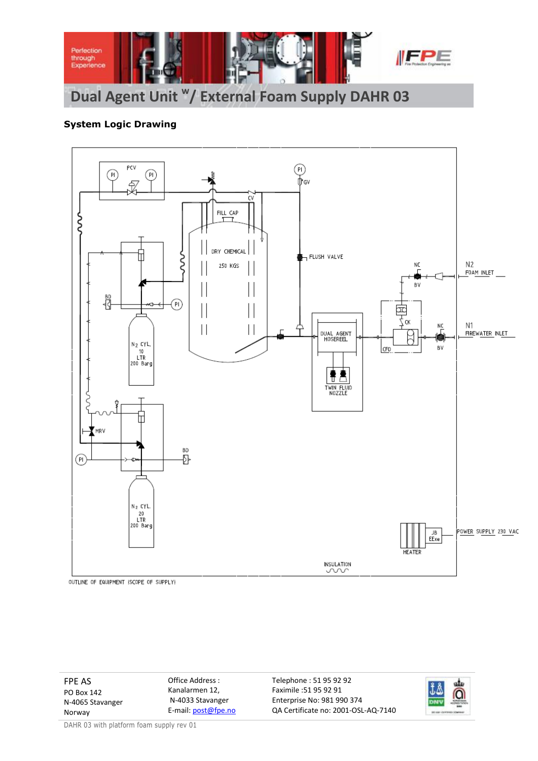# Dual Agent Unit W/ External Foam Supply DAHR 03

**System Logic Drawing**

PCV

PI PI

PI

GV

CV

FILL CAP

DRY CHEMICAL

250 KGS

FLUSH VALVE

NC

N2

FOAM INLET

BV

BD

PI

CK

N2 CYL. 10 LTR 200 Barg

DUAL AGENT HOSEREEL

NC

N1

FIREWATER INLET

CFD

BV

TWIN FLUID NOZZLE

MRV

PI

BD

N2 CYL. 20 LTR 200 Barg

JB EExe

POWER SUPPLY 230 VAC

HEATER

INSULATION

OUTLINE OF EQUIPMENT (SCOPE OF SUPPLY)

FPE AS
PO Box 142
N-4065 Stavanger
Norway

Office Address :
Kanalarmen 12,
N-4033 Stavanger
E-mail: post@fpe.no

Telephone : 51 95 92 92
Faximile :51 95 92 91
Enterprise No: 981 990 374
QA Certificate no: 2001-OSL-AQ-7140

DAHR 03 with platform foam supply rev 01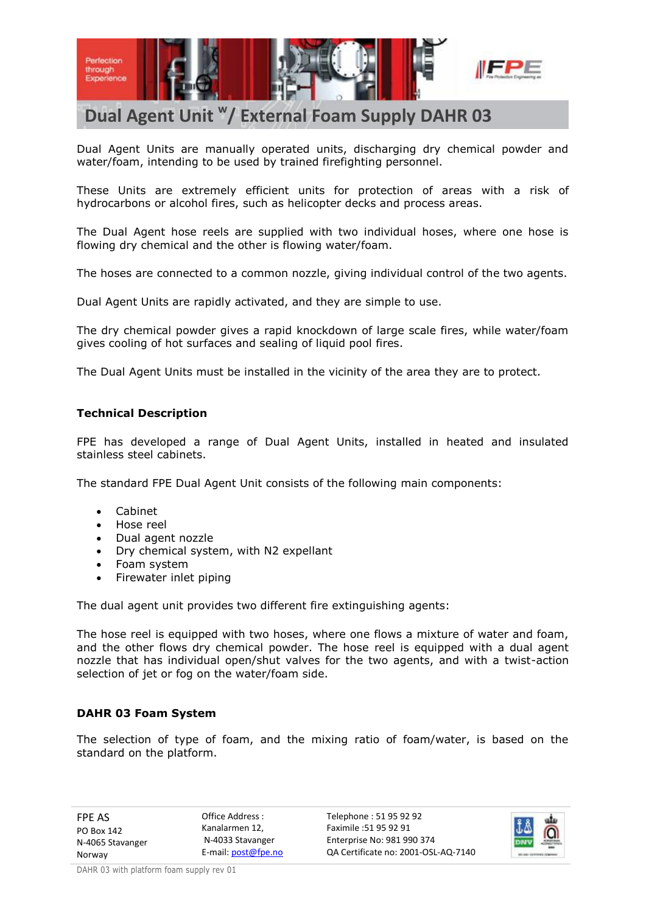# Dual Agent Unit $^{w}$/ External Foam Supply DAHR 03

Dual Agent Units are manually operated units, discharging dry chemical powder and water/foam, intending to be used by trained firefighting personnel.

These Units are extremely efficient units for protection of areas with a risk of hydrocarbons or alcohol fires, such as helicopter decks and process areas.

The Dual Agent hose reels are supplied with two individual hoses, where one hose is flowing dry chemical and the other is flowing water/foam.

The hoses are connected to a common nozzle, giving individual control of the two agents.

Dual Agent Units are rapidly activated, and they are simple to use.

The dry chemical powder gives a rapid knockdown of large scale fires, while water/foam gives cooling of hot surfaces and sealing of liquid pool fires.

The Dual Agent Units must be installed in the vicinity of the area they are to protect.

### Technical Description

FPE has developed a range of Dual Agent Units, installed in heated and insulated stainless steel cabinets.

The standard FPE Dual Agent Unit consists of the following main components:

- Cabinet
- Hose reel
- Dual agent nozzle
- Dry chemical system, with N2 expellant
- Foam system
- Firewater inlet piping

The dual agent unit provides two different fire extinguishing agents:

The hose reel is equipped with two hoses, where one flows a mixture of water and foam, and the other flows dry chemical powder. The hose reel is equipped with a dual agent nozzle that has individual open/shut valves for the two agents, and with a twist-action selection of jet or fog on the water/foam side.

### DAHR 03 Foam System

The selection of type of foam, and the mixing ratio of foam/water, is based on the standard on the platform.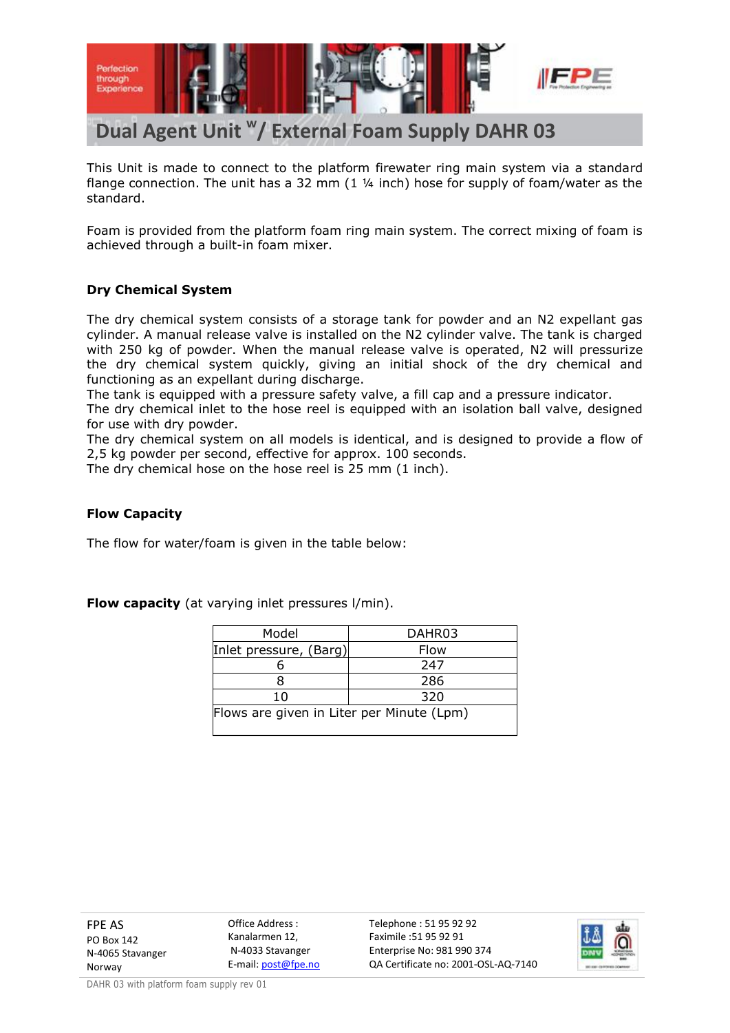# Dual Agent Unit [w] / External Foam Supply DAHR 03

This Unit is made to connect to the platform firewater ring main system via a standard flange connection. The unit has a 32 mm (1 ¼ inch) hose for supply of foam/water as the standard.

Foam is provided from the platform foam ring main system. The correct mixing of foam is achieved through a built-in foam mixer.

### Dry Chemical System

The dry chemical system consists of a storage tank for powder and an $N_2$ expellant gas cylinder. A manual release valve is installed on the $N_2$ cylinder valve. The tank is charged with 250 kg of powder. When the manual release valve is operated, $N_2$ will pressurize the dry chemical system quickly, giving an initial shock of the dry chemical and functioning as an expellant during discharge.

The tank is equipped with a pressure safety valve, a fill cap and a pressure indicator.

The dry chemical inlet to the hose reel is equipped with an isolation ball valve, designed for use with dry powder.

The dry chemical system on all models is identical, and is designed to provide a flow of 2,5 kg powder per second, effective for approx. 100 seconds.

The dry chemical hose on the hose reel is 25 mm (1 inch).

### Flow Capacity

The flow for water/foam is given in the table below:

**Flow capacity** (at varying inlet pressures l/min).

| Model | DAHR03 |
|---|---|
| Inlet pressure, (Barg) | Flow |
| 6 | 247 |
| 8 | 286 |
| 10 | 320 |
| Flows are given in Liter per Minute (Lpm) | |

FPE AS
PO Box 142
N-4065 Stavanger
Norway

Office Address :
Kanalarmen 12,
N-4033 Stavanger
E-mail: post@fpe.no

Telephone : 51 95 92 92
Faximile :51 95 92 91
Enterprise No: 981 990 374
QA Certificate no: 2001-OSL-AQ-7140